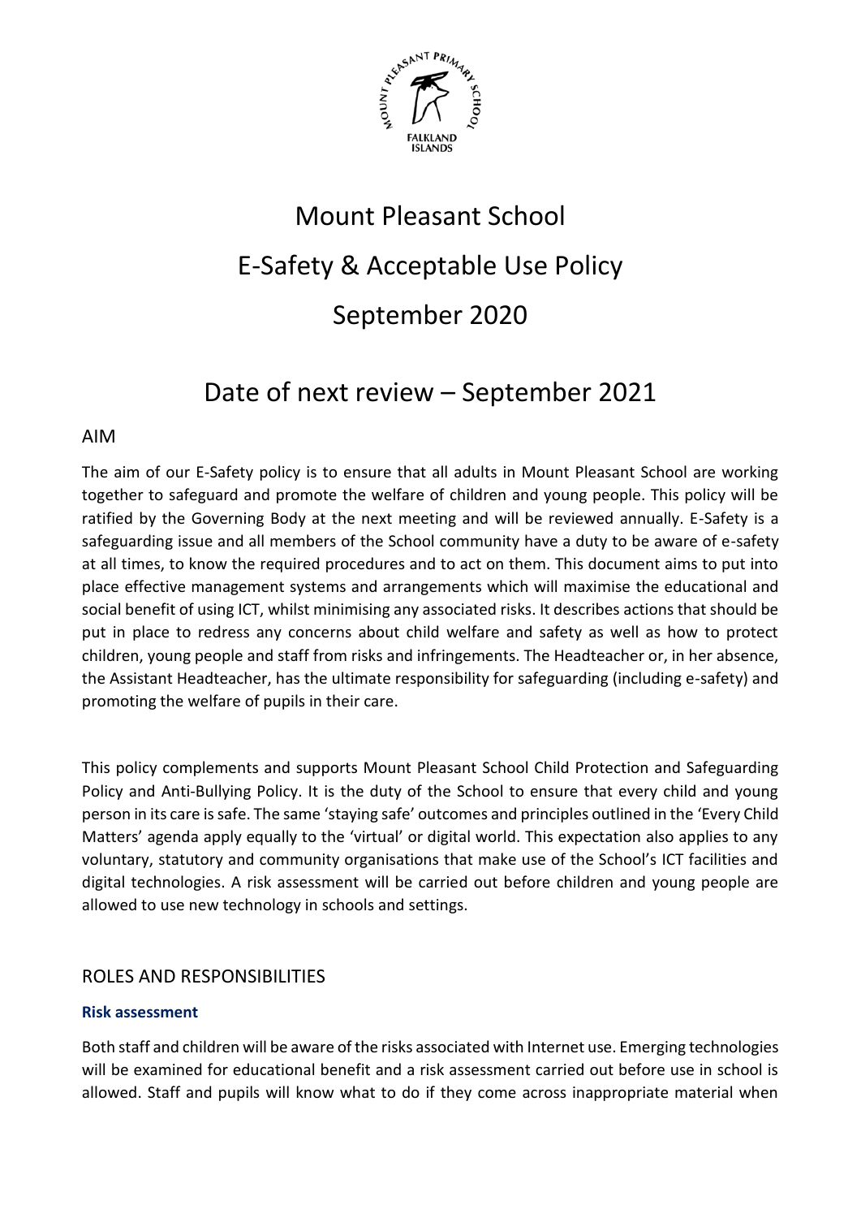# Mount Pleasant School

# E-Safety & Acceptable Use Policy

# September 2020

# Date of next review – September 2021

## AIM

The aim of our E-Safety policy is to ensure that all adults in Mount Pleasant School are working together to safeguard and promote the welfare of children and young people. This policy will be ratified by the Governing Body at the next meeting and will be reviewed annually. E-Safety is a safeguarding issue and all members of the School community have a duty to be aware of e-safety at all times, to know the required procedures and to act on them. This document aims to put into place effective management systems and arrangements which will maximise the educational and social benefit of using ICT, whilst minimising any associated risks. It describes actions that should be put in place to redress any concerns about child welfare and safety as well as how to protect children, young people and staff from risks and infringements. The Headteacher or, in her absence, the Assistant Headteacher, has the ultimate responsibility for safeguarding (including e-safety) and promoting the welfare of pupils in their care.

This policy complements and supports Mount Pleasant School Child Protection and Safeguarding Policy and Anti-Bullying Policy. It is the duty of the School to ensure that every child and young person in its care is safe. The same 'staying safe' outcomes and principles outlined in the 'Every Child Matters' agenda apply equally to the 'virtual' or digital world. This expectation also applies to any voluntary, statutory and community organisations that make use of the School's ICT facilities and digital technologies. A risk assessment will be carried out before children and young people are allowed to use new technology in schools and settings.

## ROLES AND RESPONSIBILITIES

### Risk assessment

Both staff and children will be aware of the risks associated with Internet use. Emerging technologies will be examined for educational benefit and a risk assessment carried out before use in school is allowed. Staff and pupils will know what to do if they come across inappropriate material when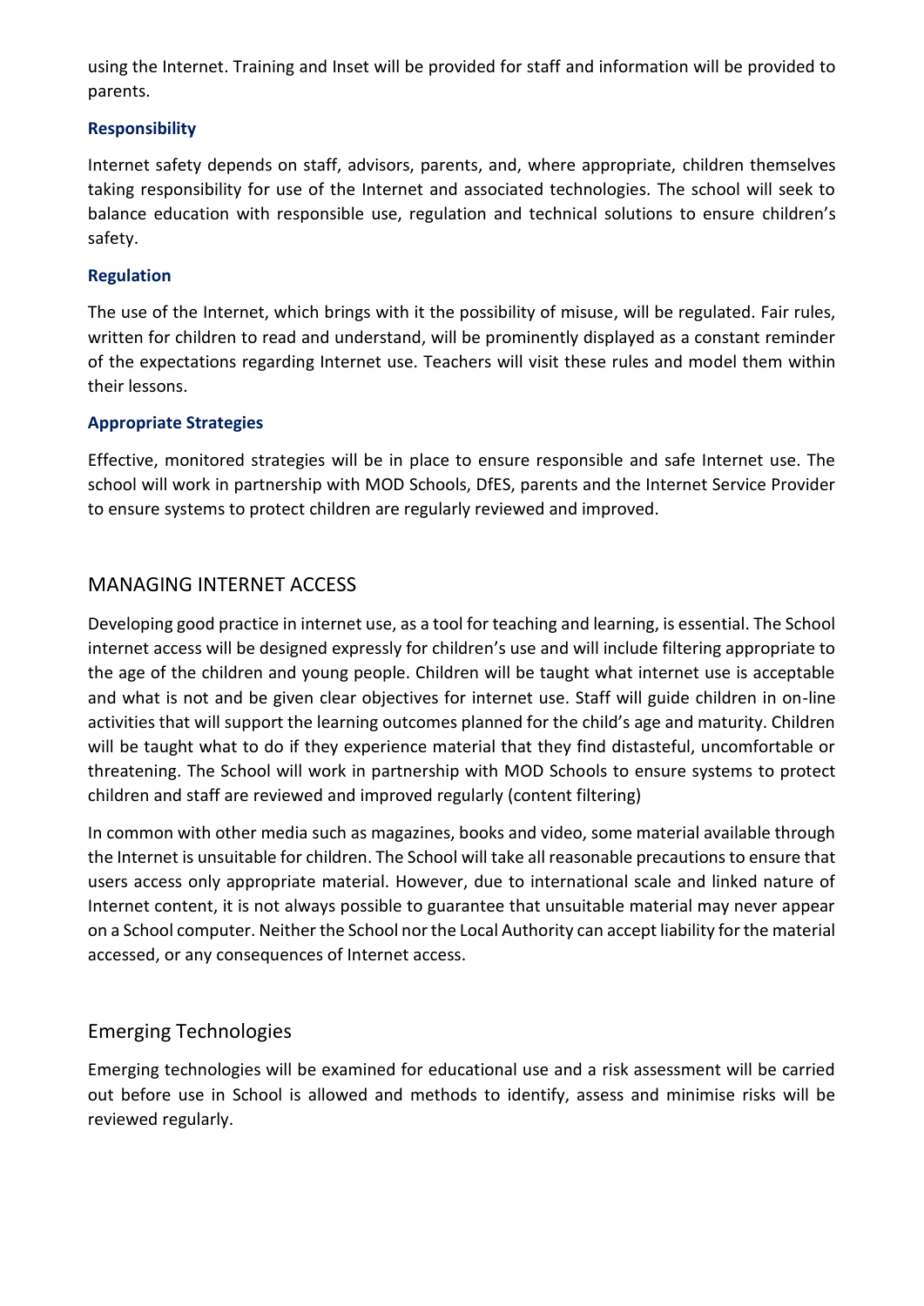using the Internet. Training and Inset will be provided for staff and information will be provided to parents.

### Responsibility

Internet safety depends on staff, advisors, parents, and, where appropriate, children themselves taking responsibility for use of the Internet and associated technologies. The school will seek to balance education with responsible use, regulation and technical solutions to ensure children's safety.

### Regulation

The use of the Internet, which brings with it the possibility of misuse, will be regulated. Fair rules, written for children to read and understand, will be prominently displayed as a constant reminder of the expectations regarding Internet use. Teachers will visit these rules and model them within their lessons.

### Appropriate Strategies

Effective, monitored strategies will be in place to ensure responsible and safe Internet use. The school will work in partnership with MOD Schools, DfES, parents and the Internet Service Provider to ensure systems to protect children are regularly reviewed and improved.

## MANAGING INTERNET ACCESS

Developing good practice in internet use, as a tool for teaching and learning, is essential. The School internet access will be designed expressly for children's use and will include filtering appropriate to the age of the children and young people. Children will be taught what internet use is acceptable and what is not and be given clear objectives for internet use. Staff will guide children in on-line activities that will support the learning outcomes planned for the child's age and maturity. Children will be taught what to do if they experience material that they find distasteful, uncomfortable or threatening. The School will work in partnership with MOD Schools to ensure systems to protect children and staff are reviewed and improved regularly (content filtering)

In common with other media such as magazines, books and video, some material available through the Internet is unsuitable for children. The School will take all reasonable precautions to ensure that users access only appropriate material. However, due to international scale and linked nature of Internet content, it is not always possible to guarantee that unsuitable material may never appear on a School computer. Neither the School nor the Local Authority can accept liability for the material accessed, or any consequences of Internet access.

## Emerging Technologies

Emerging technologies will be examined for educational use and a risk assessment will be carried out before use in School is allowed and methods to identify, assess and minimise risks will be reviewed regularly.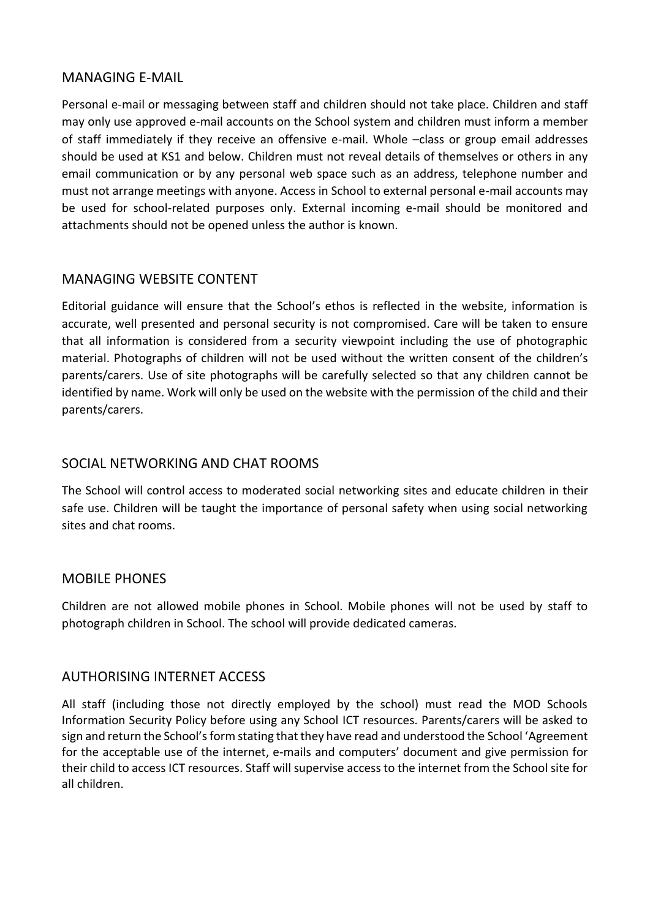## MANAGING E-MAIL

Personal e-mail or messaging between staff and children should not take place. Children and staff may only use approved e-mail accounts on the School system and children must inform a member of staff immediately if they receive an offensive e-mail. Whole –class or group email addresses should be used at KS1 and below. Children must not reveal details of themselves or others in any email communication or by any personal web space such as an address, telephone number and must not arrange meetings with anyone. Access in School to external personal e-mail accounts may be used for school-related purposes only. External incoming e-mail should be monitored and attachments should not be opened unless the author is known.

## MANAGING WEBSITE CONTENT

Editorial guidance will ensure that the School's ethos is reflected in the website, information is accurate, well presented and personal security is not compromised. Care will be taken to ensure that all information is considered from a security viewpoint including the use of photographic material. Photographs of children will not be used without the written consent of the children's parents/carers. Use of site photographs will be carefully selected so that any children cannot be identified by name. Work will only be used on the website with the permission of the child and their parents/carers.

## SOCIAL NETWORKING AND CHAT ROOMS

The School will control access to moderated social networking sites and educate children in their safe use. Children will be taught the importance of personal safety when using social networking sites and chat rooms.

## MOBILE PHONES

Children are not allowed mobile phones in School. Mobile phones will not be used by staff to photograph children in School. The school will provide dedicated cameras.

## AUTHORISING INTERNET ACCESS

All staff (including those not directly employed by the school) must read the MOD Schools Information Security Policy before using any School ICT resources. Parents/carers will be asked to sign and return the School's form stating that they have read and understood the School 'Agreement for the acceptable use of the internet, e-mails and computers' document and give permission for their child to access ICT resources. Staff will supervise access to the internet from the School site for all children.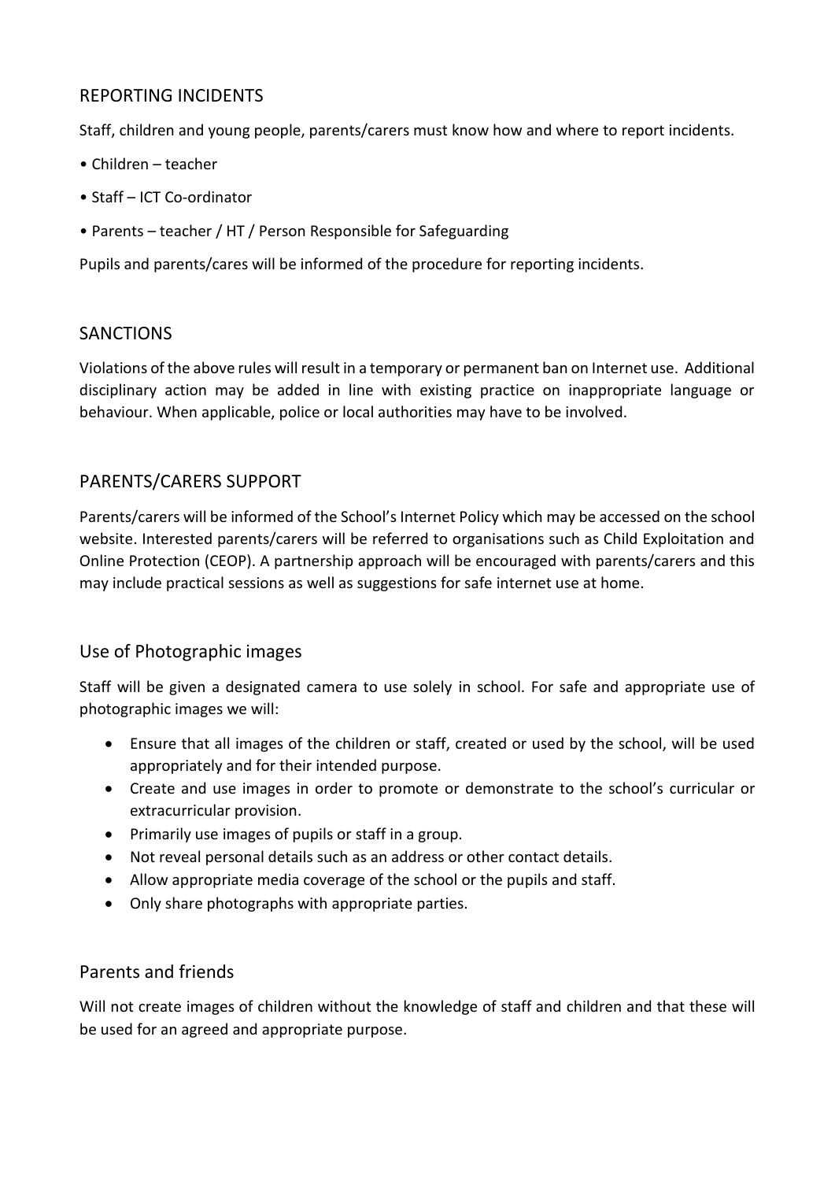## REPORTING INCIDENTS

Staff, children and young people, parents/carers must know how and where to report incidents.

- Children – teacher
- Staff – ICT Co-ordinator
- Parents – teacher / HT / Person Responsible for Safeguarding

Pupils and parents/cares will be informed of the procedure for reporting incidents.

## SANCTIONS

Violations of the above rules will result in a temporary or permanent ban on Internet use. Additional disciplinary action may be added in line with existing practice on inappropriate language or behaviour. When applicable, police or local authorities may have to be involved.

## PARENTS/CARERS SUPPORT

Parents/carers will be informed of the School's Internet Policy which may be accessed on the school website. Interested parents/carers will be referred to organisations such as Child Exploitation and Online Protection (CEOP). A partnership approach will be encouraged with parents/carers and this may include practical sessions as well as suggestions for safe internet use at home.

## Use of Photographic images

Staff will be given a designated camera to use solely in school. For safe and appropriate use of photographic images we will:

- Ensure that all images of the children or staff, created or used by the school, will be used appropriately and for their intended purpose.
- Create and use images in order to promote or demonstrate to the school's curricular or extracurricular provision.
- Primarily use images of pupils or staff in a group.
- Not reveal personal details such as an address or other contact details.
- Allow appropriate media coverage of the school or the pupils and staff.
- Only share photographs with appropriate parties.

## Parents and friends

Will not create images of children without the knowledge of staff and children and that these will be used for an agreed and appropriate purpose.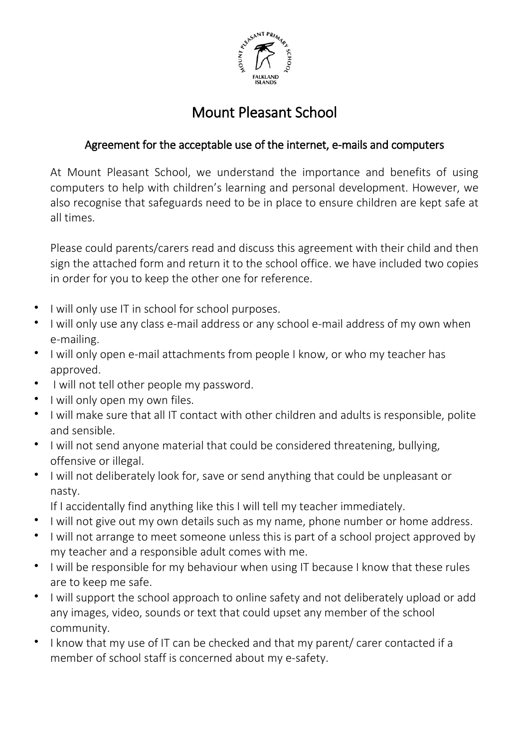# Mount Pleasant School

## Agreement for the acceptable use of the internet, e-mails and computers

At Mount Pleasant School, we understand the importance and benefits of using computers to help with children's learning and personal development. However, we also recognise that safeguards need to be in place to ensure children are kept safe at all times.

Please could parents/carers read and discuss this agreement with their child and then sign the attached form and return it to the school office. we have included two copies in order for you to keep the other one for reference.

- I will only use IT in school for school purposes.
- I will only use any class e-mail address or any school e-mail address of my own when e-mailing.
- I will only open e-mail attachments from people I know, or who my teacher has approved.
- I will not tell other people my password.
- I will only open my own files.
- I will make sure that all IT contact with other children and adults is responsible, polite and sensible.
- I will not send anyone material that could be considered threatening, bullying, offensive or illegal.
- I will not deliberately look for, save or send anything that could be unpleasant or nasty.
  If I accidentally find anything like this I will tell my teacher immediately.
- I will not give out my own details such as my name, phone number or home address.
- I will not arrange to meet someone unless this is part of a school project approved by my teacher and a responsible adult comes with me.
- I will be responsible for my behaviour when using IT because I know that these rules are to keep me safe.
- I will support the school approach to online safety and not deliberately upload or add any images, video, sounds or text that could upset any member of the school community.
- I know that my use of IT can be checked and that my parent/ carer contacted if a member of school staff is concerned about my e-safety.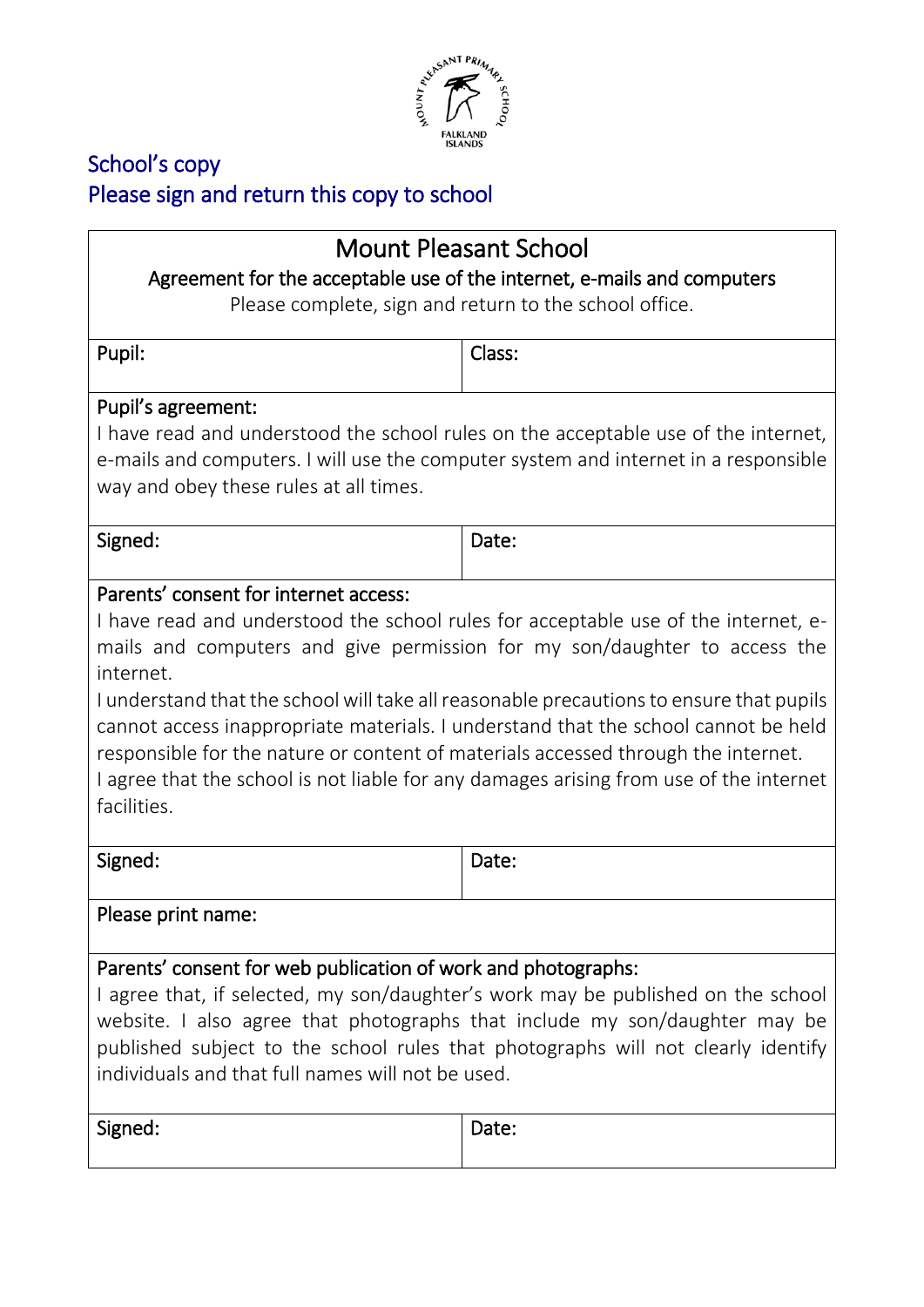School's copy

Please sign and return this copy to school

| Mount Pleasant School<br>Agreement for the acceptable use of the internet, e-mails and computers<br>Please complete, sign and return to the school office. | |
|---|---|
| Pupil: | Class: |
| **Pupil's agreement:**<br>I have read and understood the school rules on the acceptable use of the internet, e-mails and computers. I will use the computer system and internet in a responsible way and obey these rules at all times. | |
| Signed: | Date: |
| **Parents' consent for internet access:**<br>I have read and understood the school rules for acceptable use of the internet, e-mails and computers and give permission for my son/daughter to access the internet.<br>I understand that the school will take all reasonable precautions to ensure that pupils cannot access inappropriate materials. I understand that the school cannot be held responsible for the nature or content of materials accessed through the internet.<br>I agree that the school is not liable for any damages arising from use of the internet facilities. | |
| Signed: | Date: |
| Please print name: | |
| **Parents' consent for web publication of work and photographs:**<br>I agree that, if selected, my son/daughter's work may be published on the school website. I also agree that photographs that include my son/daughter may be published subject to the school rules that photographs will not clearly identify individuals and that full names will not be used. | |
| Signed: | Date: |